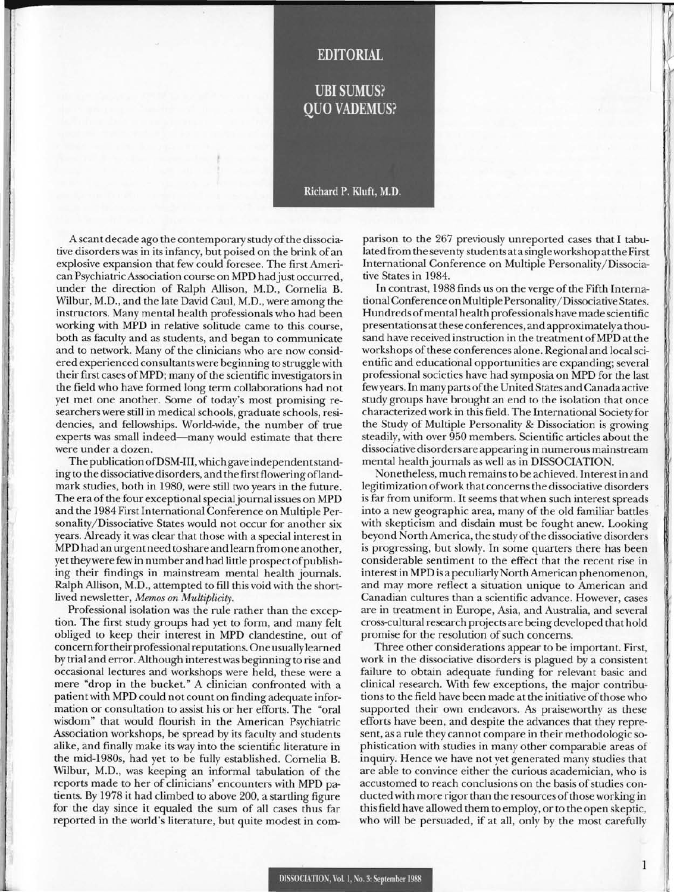# EDITORIAL

## UBI SUMUS? QUO VADEMUS?

Richard P. Kluft, M.D.

A scant decade ago the contemporary study of the dissociative disorders was in its infancy, but poised on the brink of an explosive expansion that few could foresee. The first American Psychiatric Association course on MPD had just occurred, under the direction of Ralph Allison, M.D., Cornelia B. Wilbur, M.D., and the late David Caul, M.D., were among the instructors. Many mental health professionals who had been working with MPD in relative solitude came to this course, both as faculty and as students, and began to communicate and to network. Many of the clinicians who are now considered experienced consultants were beginning to struggle with their first cases of MPD; many of the scientific investigators in the field who have formed long term collaborations had not yet met one another. Some of today's most promising researchers were still in medical schools, graduate schools, residencies, and fellowships. World-wide, the number of true experts was small indeed—many would estimate that there were under a dozen.

The publication of DSM-III, which gave independent standing to the dissociative disorders, and the first flowering of landmark studies, both in 1980, were still two years in the future. The era of the four exceptional special journal issues on MPD and the 1984 First International Conference on Multiple Personality/Dissociative States would not occur for another six years. Already it was clear that those with a special interest in MPD had an urgent need to share and learn from one another, yet they were few in number and had little prospect of publishing their findings in mainstream mental health journals. Ralph Allison, M.D., attempted to fill this void with the short-lived newsletter, *Memos on Multiplicity*.

Professional isolation was the rule rather than the exception. The first study groups had yet to form, and many felt obliged to keep their interest in MPD clandestine, out of concern for their professional reputations. One usually learned by trial and error. Although interest was beginning to rise and occasional lectures and workshops were held, these were a mere "drop in the bucket." A clinician confronted with a patient with MPD could not count on finding adequate information or consultation to assist his or her efforts. The "oral wisdom" that would flourish in the American Psychiatric Association workshops, be spread by its faculty and students alike, and finally make its way into the scientific literature in the mid-1980s, had yet to be fully established. Cornelia B. Wilbur, M.D., was keeping an informal tabulation of the reports made to her of clinicians' encounters with MPD patients. By 1978 it had climbed to above 200, a startling figure for the day since it equaled the sum of all cases thus far reported in the world's literature, but quite modest in comparison to the 267 previously unreported cases that I tabulated from the seventy students at a single workshop at the First International Conference on Multiple Personality/Dissociative States in 1984.

In contrast, 1988 finds us on the verge of the Fifth International Conference on Multiple Personality/Dissociative States. Hundreds of mental health professionals have made scientific presentations at these conferences, and approximately a thousand have received instruction in the treatment of MPD at the workshops of these conferences alone. Regional and local scientific and educational opportunities are expanding; several professional societies have had symposia on MPD for the last few years. In many parts of the United States and Canada active study groups have brought an end to the isolation that once characterized work in this field. The International Society for the Study of Multiple Personality & Dissociation is growing steadily, with over 950 members. Scientific articles about the dissociative disorders are appearing in numerous mainstream mental health journals as well as in DISSOCIATION.

Nonetheless, much remains to be achieved. Interest in and legitimization of work that concerns the dissociative disorders is far from uniform. It seems that when such interest spreads into a new geographic area, many of the old familiar battles with skepticism and disdain must be fought anew. Looking beyond North America, the study of the dissociative disorders is progressing, but slowly. In some quarters there has been considerable sentiment to the effect that the recent rise in interest in MPD is a peculiarly North American phenomenon, and may more reflect a situation unique to American and Canadian cultures than a scientific advance. However, cases are in treatment in Europe, Asia, and Australia, and several cross-cultural research projects are being developed that hold promise for the resolution of such concerns.

Three other considerations appear to be important. First, work in the dissociative disorders is plagued by a consistent failure to obtain adequate funding for relevant basic and clinical research. With few exceptions, the major contributions to the field have been made at the initiative of those who supported their own endeavors. As praiseworthy as these efforts have been, and despite the advances that they represent, as a rule they cannot compare in their methodologic sophistication with studies in many other comparable areas of inquiry. Hence we have not yet generated many studies that are able to convince either the curious academician, who is accustomed to reach conclusions on the basis of studies conducted with more rigor than the resources of those working in this field have allowed them to employ, or to the open skeptic, who will be persuaded, if at all, only by the most carefully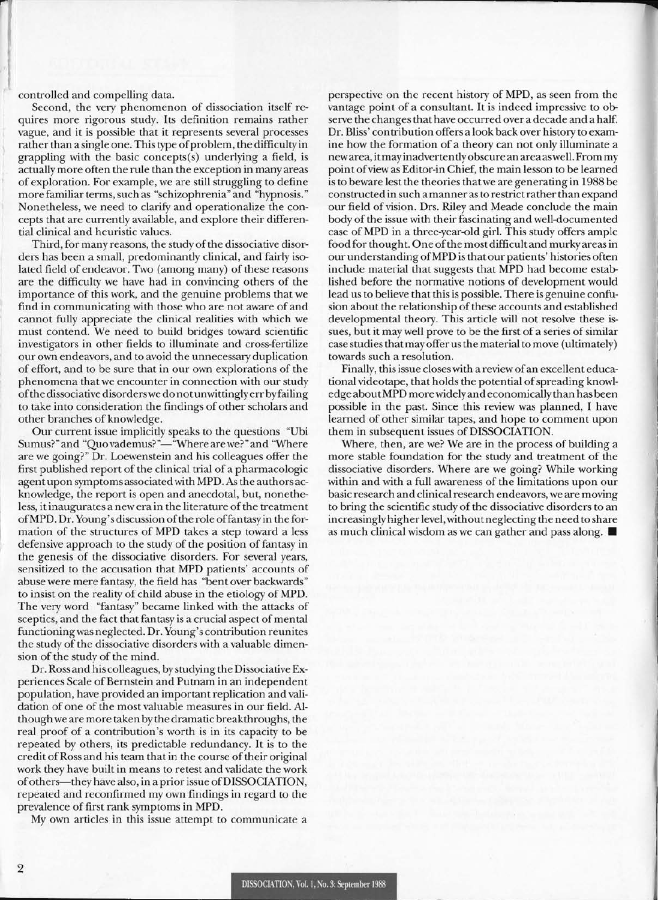controlled and compelling data.

Second, the very phenomenon of dissociation itself requires more rigorous study. Its definition remains rather vague, and it is possible that it represents several processes rather than a single one. This type of problem, the difficulty in grappling with the basic concepts(s) underlying a field, is actually more often the rule than the exception in many areas of exploration. For example, we are still struggling to define more familiar terms, such as "schizophrenia" and "hypnosis." Nonetheless, we need to clarify and operationalize the concepts that are currently available, and explore their differential clinical and heuristic values.

Third, for many reasons, the study of the dissociative disorders has been a small, predominantly clinical, and fairly isolated field of endeavor. Two (among many) of these reasons are the difficulty we have had in convincing others of the importance of this work, and the genuine problems that we find in communicating with those who are not aware of and cannot fully appreciate the clinical realities with which we must contend. We need to build bridges toward scientific investigators in other fields to illuminate and cross-fertilize our own endeavors, and to avoid the unnecessary duplication of effort, and to be sure that in our own explorations of the phenomena that we encounter in connection with our study of the dissociative disorders we do not unwittingly err by failing to take into consideration the findings of other scholars and other branches of knowledge.

Our current issue implicitly speaks to the questions "Ubi Sumus?" and "Quo vademus?"—"Where are we?" and "Where are we going?" Dr. Loewenstein and his colleagues offer the first published report of the clinical trial of a pharmacologic agent upon symptoms associated with MPD. As the authors acknowledge, the report is open and anecdotal, but, nonetheless, it inaugurates a new era in the literature of the treatment of MPD. Dr. Young's discussion of the role of fantasy in the formation of the structures of MPD takes a step toward a less defensive approach to the study of the position of fantasy in the genesis of the dissociative disorders. For several years, sensitized to the accusation that MPD patients' accounts of abuse were mere fantasy, the field has "bent over backwards" to insist on the reality of child abuse in the etiology of MPD. The very word "fantasy" became linked with the attacks of sceptics, and the fact that fantasy is a crucial aspect of mental functioning was neglected. Dr. Young's contribution reunites the study of the dissociative disorders with a valuable dimension of the study of the mind.

Dr. Ross and his colleagues, by studying the Dissociative Experiences Scale of Bernstein and Putnam in an independent population, have provided an important replication and validation of one of the most valuable measures in our field. Although we are more taken by the dramatic breakthroughs, the real proof of a contribution's worth is in its capacity to be repeated by others, its predictable redundancy. It is to the credit of Ross and his team that in the course of their original work they have built in means to retest and validate the work of others—they have also, in a prior issue of DISSOCIATION, repeated and reconfirmed my own findings in regard to the prevalence of first rank symptoms in MPD.

My own articles in this issue attempt to communicate a perspective on the recent history of MPD, as seen from the vantage point of a consultant. It is indeed impressive to observe the changes that have occurred over a decade and a half. Dr. Bliss' contribution offers a look back over history to examine how the formation of a theory can not only illuminate a new area, it may inadvertently obscure an area as well. From my point of view as Editor-in Chief, the main lesson to be learned is to beware lest the theories that we are generating in 1988 be constructed in such a manner as to restrict rather than expand our field of vision. Drs. Riley and Meade conclude the main body of the issue with their fascinating and well-documented case of MPD in a three-year-old girl. This study offers ample food for thought. One of the most difficult and murky areas in our understanding of MPD is that our patients' histories often include material that suggests that MPD had become established before the normative notions of development would lead us to believe that this is possible. There is genuine confusion about the relationship of these accounts and established developmental theory. This article will not resolve these issues, but it may well prove to be the first of a series of similar case studies that may offer us the material to move (ultimately) towards such a resolution.

Finally, this issue closes with a review of an excellent educational videotape, that holds the potential of spreading knowledge about MPD more widely and economically than has been possible in the past. Since this review was planned, I have learned of other similar tapes, and hope to comment upon them in subsequent issues of DISSOCIATION.

Where, then, are we? We are in the process of building a more stable foundation for the study and treatment of the dissociative disorders. Where are we going? While working within and with a full awareness of the limitations upon our basic research and clinical research endeavors, we are moving to bring the scientific study of the dissociative disorders to an increasingly higher level, without neglecting the need to share as much clinical wisdom as we can gather and pass along. ■